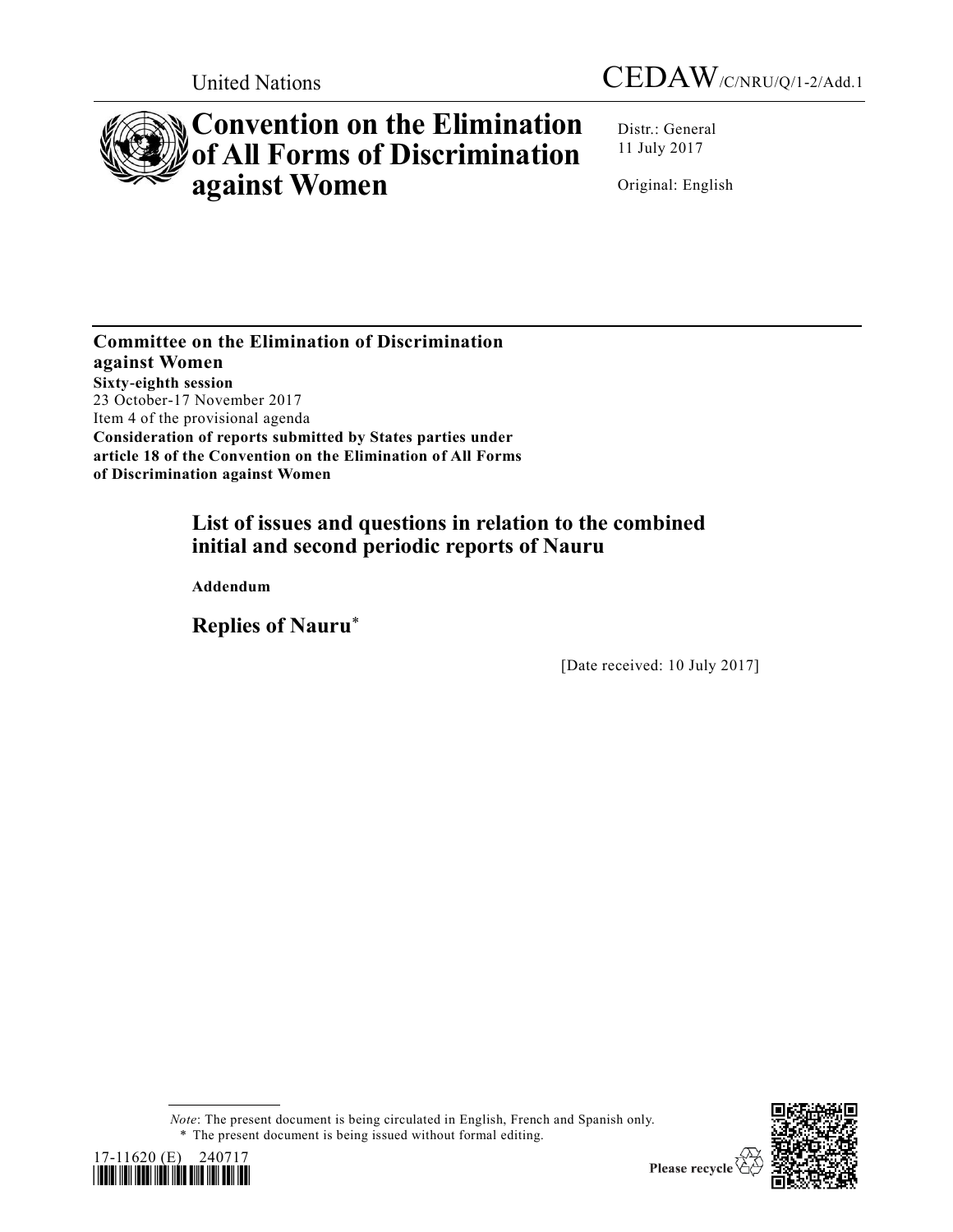United Nations

CEDAW/C/NRU/Q/1-2/Add.1

# Convention on the Elimination of All Forms of Discrimination against Women

Distr.: General
11 July 2017

Original: English

**Committee on the Elimination of Discrimination against Women**
**Sixty-eighth session**
23 October-17 November 2017
Item 4 of the provisional agenda
**Consideration of reports submitted by States parties under article 18 of the Convention on the Elimination of All Forms of Discrimination against Women**

## List of issues and questions in relation to the combined initial and second periodic reports of Nauru

**Addendum**

## Replies of Nauru*

[Date received: 10 July 2017]

*Note*: The present document is being circulated in English, French and Spanish only.

\* The present document is being issued without formal editing.

17-11620 (E) 240717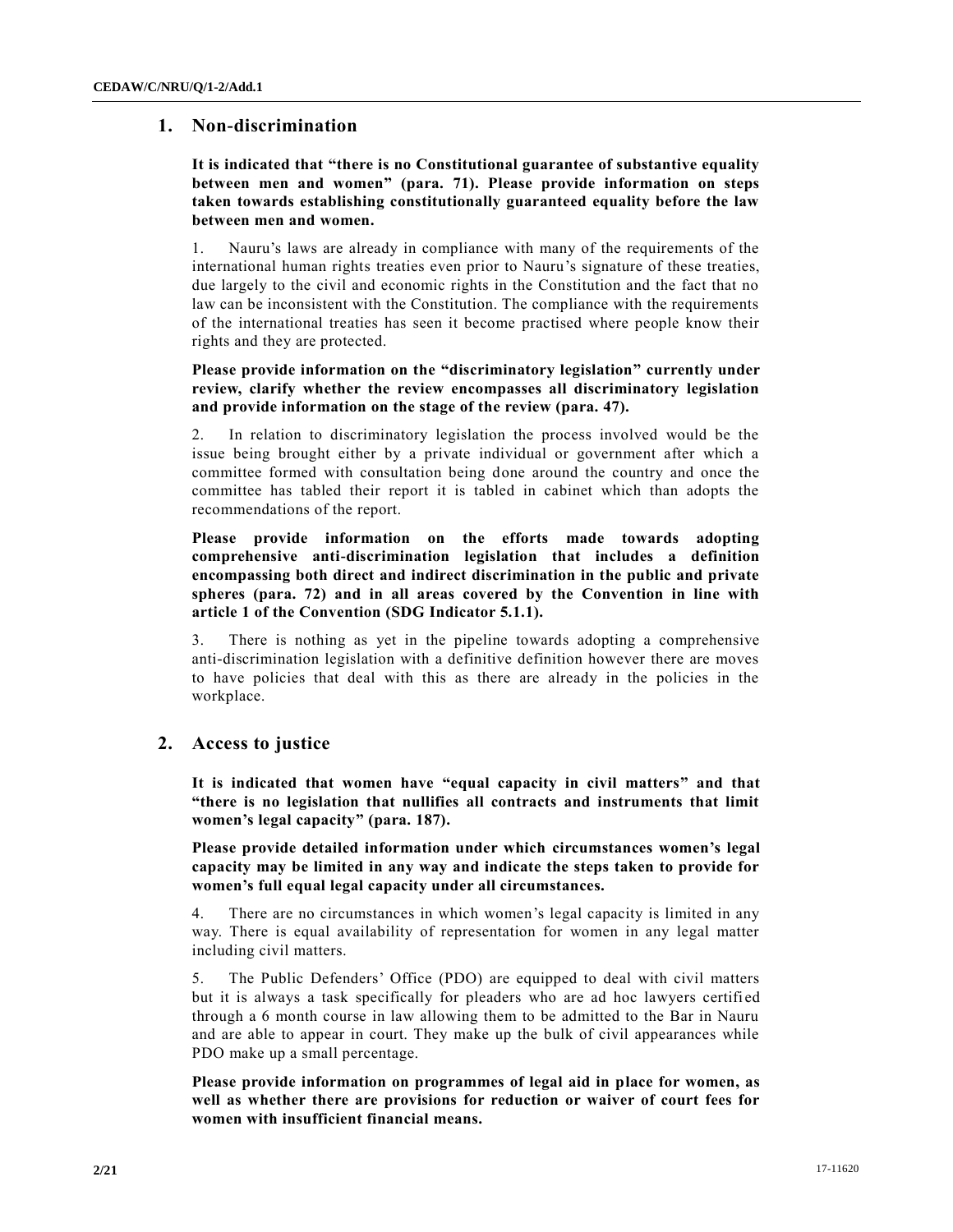## 1. Non-discrimination

**It is indicated that "there is no Constitutional guarantee of substantive equality between men and women" (para. 71). Please provide information on steps taken towards establishing constitutionally guaranteed equality before the law between men and women.**

1. Nauru's laws are already in compliance with many of the requirements of the international human rights treaties even prior to Nauru's signature of these treaties, due largely to the civil and economic rights in the Constitution and the fact that no law can be inconsistent with the Constitution. The compliance with the requirements of the international treaties has seen it become practised where people know their rights and they are protected.

**Please provide information on the "discriminatory legislation" currently under review, clarify whether the review encompasses all discriminatory legislation and provide information on the stage of the review (para. 47).**

2. In relation to discriminatory legislation the process involved would be the issue being brought either by a private individual or government after which a committee formed with consultation being done around the country and once the committee has tabled their report it is tabled in cabinet which than adopts the recommendations of the report.

**Please provide information on the efforts made towards adopting comprehensive anti-discrimination legislation that includes a definition encompassing both direct and indirect discrimination in the public and private spheres (para. 72) and in all areas covered by the Convention in line with article 1 of the Convention (SDG Indicator 5.1.1).**

3. There is nothing as yet in the pipeline towards adopting a comprehensive anti-discrimination legislation with a definitive definition however there are moves to have policies that deal with this as there are already in the policies in the workplace.

## 2. Access to justice

**It is indicated that women have "equal capacity in civil matters" and that "there is no legislation that nullifies all contracts and instruments that limit women's legal capacity" (para. 187).**

**Please provide detailed information under which circumstances women's legal capacity may be limited in any way and indicate the steps taken to provide for women's full equal legal capacity under all circumstances.**

4. There are no circumstances in which women's legal capacity is limited in any way. There is equal availability of representation for women in any legal matter including civil matters.

5. The Public Defenders' Office (PDO) are equipped to deal with civil matters but it is always a task specifically for pleaders who are ad hoc lawyers certified through a 6 month course in law allowing them to be admitted to the Bar in Nauru and are able to appear in court. They make up the bulk of civil appearances while PDO make up a small percentage.

**Please provide information on programmes of legal aid in place for women, as well as whether there are provisions for reduction or waiver of court fees for women with insufficient financial means.**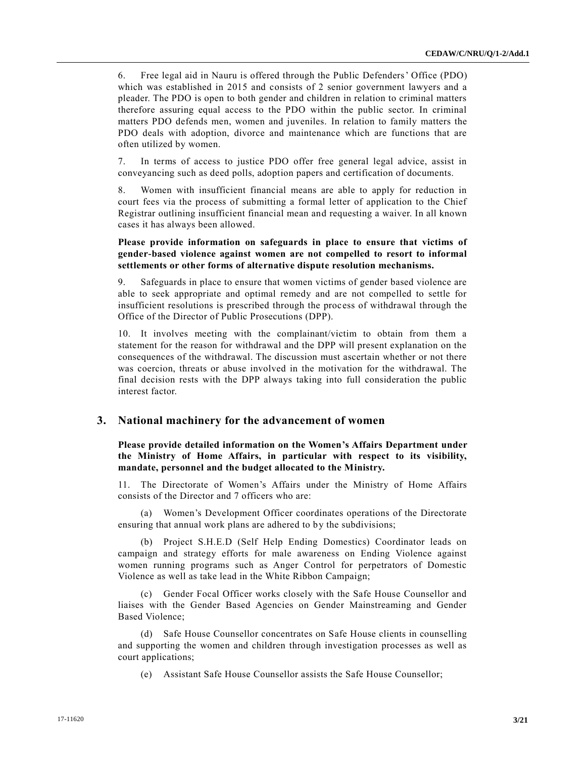6. Free legal aid in Nauru is offered through the Public Defenders' Office (PDO) which was established in 2015 and consists of 2 senior government lawyers and a pleader. The PDO is open to both gender and children in relation to criminal matters therefore assuring equal access to the PDO within the public sector. In criminal matters PDO defends men, women and juveniles. In relation to family matters the PDO deals with adoption, divorce and maintenance which are functions that are often utilized by women.

7. In terms of access to justice PDO offer free general legal advice, assist in conveyancing such as deed polls, adoption papers and certification of documents.

8. Women with insufficient financial means are able to apply for reduction in court fees via the process of submitting a formal letter of application to the Chief Registrar outlining insufficient financial mean and requesting a waiver. In all known cases it has always been allowed.

**Please provide information on safeguards in place to ensure that victims of gender-based violence against women are not compelled to resort to informal settlements or other forms of alternative dispute resolution mechanisms.**

9. Safeguards in place to ensure that women victims of gender based violence are able to seek appropriate and optimal remedy and are not compelled to settle for insufficient resolutions is prescribed through the process of withdrawal through the Office of the Director of Public Prosecutions (DPP).

10. It involves meeting with the complainant/victim to obtain from them a statement for the reason for withdrawal and the DPP will present explanation on the consequences of the withdrawal. The discussion must ascertain whether or not there was coercion, threats or abuse involved in the motivation for the withdrawal. The final decision rests with the DPP always taking into full consideration the public interest factor.

## 3. National machinery for the advancement of women

**Please provide detailed information on the Women's Affairs Department under the Ministry of Home Affairs, in particular with respect to its visibility, mandate, personnel and the budget allocated to the Ministry.**

11. The Directorate of Women's Affairs under the Ministry of Home Affairs consists of the Director and 7 officers who are:

(a) Women's Development Officer coordinates operations of the Directorate ensuring that annual work plans are adhered to by the subdivisions;

(b) Project S.H.E.D (Self Help Ending Domestics) Coordinator leads on campaign and strategy efforts for male awareness on Ending Violence against women running programs such as Anger Control for perpetrators of Domestic Violence as well as take lead in the White Ribbon Campaign;

(c) Gender Focal Officer works closely with the Safe House Counsellor and liaises with the Gender Based Agencies on Gender Mainstreaming and Gender Based Violence;

(d) Safe House Counsellor concentrates on Safe House clients in counselling and supporting the women and children through investigation processes as well as court applications;

(e) Assistant Safe House Counsellor assists the Safe House Counsellor;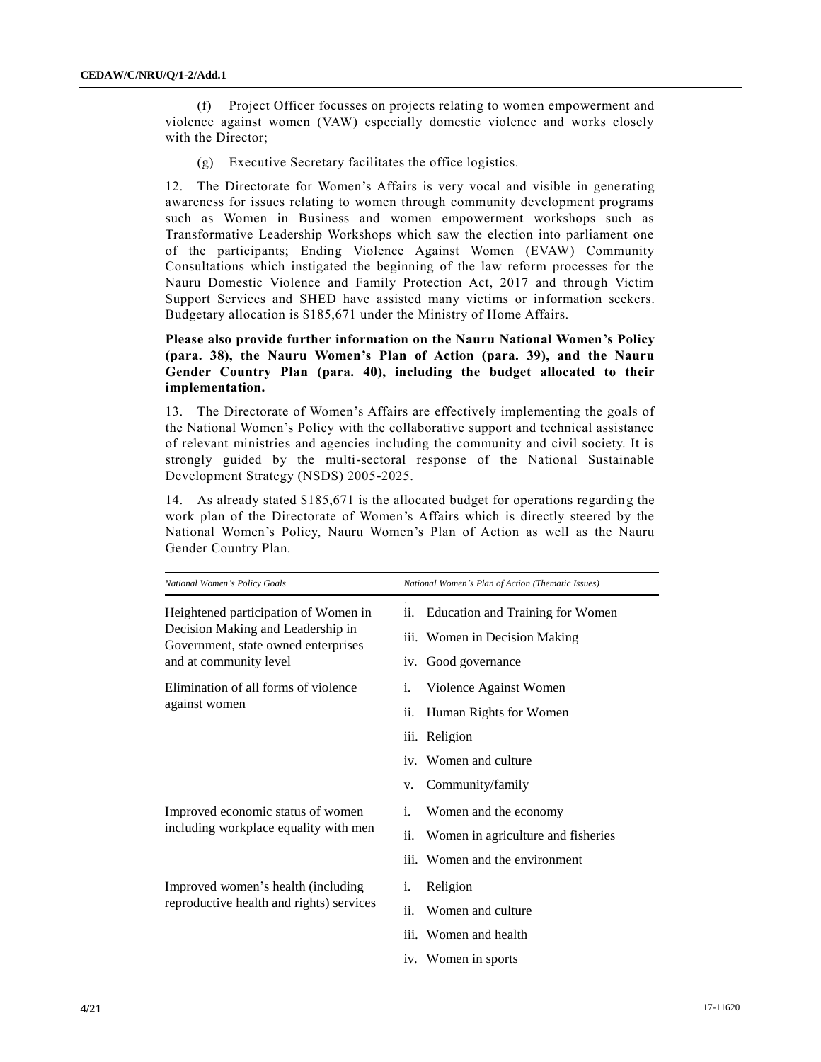(f) Project Officer focusses on projects relating to women empowerment and violence against women (VAW) especially domestic violence and works closely with the Director;

(g) Executive Secretary facilitates the office logistics.

12. The Directorate for Women's Affairs is very vocal and visible in generating awareness for issues relating to women through community development programs such as Women in Business and women empowerment workshops such as Transformative Leadership Workshops which saw the election into parliament one of the participants; Ending Violence Against Women (EVAW) Community Consultations which instigated the beginning of the law reform processes for the Nauru Domestic Violence and Family Protection Act, 2017 and through Victim Support Services and SHED have assisted many victims or information seekers. Budgetary allocation is $185,671 under the Ministry of Home Affairs.

**Please also provide further information on the Nauru National Women's Policy (para. 38), the Nauru Women's Plan of Action (para. 39), and the Nauru Gender Country Plan (para. 40), including the budget allocated to their implementation.**

13. The Directorate of Women's Affairs are effectively implementing the goals of the National Women's Policy with the collaborative support and technical assistance of relevant ministries and agencies including the community and civil society. It is strongly guided by the multi-sectoral response of the National Sustainable Development Strategy (NSDS) 2005-2025.

14. As already stated $185,671 is the allocated budget for operations regarding the work plan of the Directorate of Women's Affairs which is directly steered by the National Women's Policy, Nauru Women's Plan of Action as well as the Nauru Gender Country Plan.

| *National Women's Policy Goals* | *National Women's Plan of Action (Thematic Issues)* |
|---|---|
| Heightened participation of Women in Decision Making and Leadership in Government, state owned enterprises and at community level | ii. Education and Training for Women |
| | iii. Women in Decision Making |
| | iv. Good governance |
| Elimination of all forms of violence against women | i. Violence Against Women |
| | ii. Human Rights for Women |
| | iii. Religion |
| | iv. Women and culture |
| | v. Community/family |
| Improved economic status of women including workplace equality with men | i. Women and the economy |
| | ii. Women in agriculture and fisheries |
| | iii. Women and the environment |
| Improved women's health (including reproductive health and rights) services | i. Religion |
| | ii. Women and culture |
| | iii. Women and health |
| | iv. Women in sports |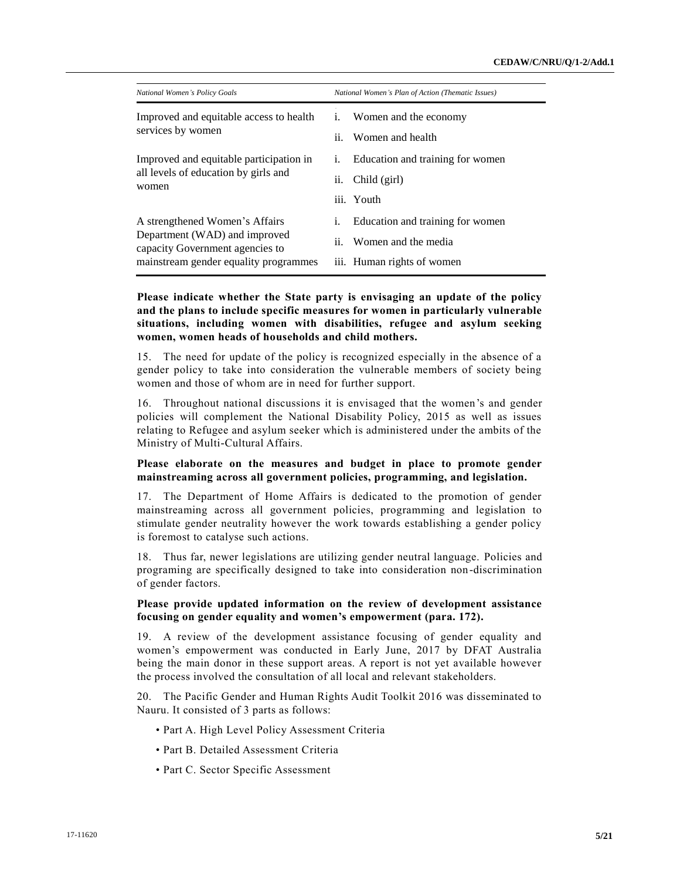| *National Women's Policy Goals* | *National Women's Plan of Action (Thematic Issues)* |
|---|---|
| Improved and equitable access to health services by women | i. Women and the economy<br>ii. Women and health |
| Improved and equitable participation in all levels of education by girls and women | i. Education and training for women<br>ii. Child (girl)<br>iii. Youth |
| A strengthened Women's Affairs Department (WAD) and improved capacity Government agencies to mainstream gender equality programmes | i. Education and training for women<br>ii. Women and the media<br>iii. Human rights of women |

**Please indicate whether the State party is envisaging an update of the policy and the plans to include specific measures for women in particularly vulnerable situations, including women with disabilities, refugee and asylum seeking women, women heads of households and child mothers.**

15. The need for update of the policy is recognized especially in the absence of a gender policy to take into consideration the vulnerable members of society being women and those of whom are in need for further support.

16. Throughout national discussions it is envisaged that the women's and gender policies will complement the National Disability Policy, 2015 as well as issues relating to Refugee and asylum seeker which is administered under the ambits of the Ministry of Multi-Cultural Affairs.

**Please elaborate on the measures and budget in place to promote gender mainstreaming across all government policies, programming, and legislation.**

17. The Department of Home Affairs is dedicated to the promotion of gender mainstreaming across all government policies, programming and legislation to stimulate gender neutrality however the work towards establishing a gender policy is foremost to catalyse such actions.

18. Thus far, newer legislations are utilizing gender neutral language. Policies and programing are specifically designed to take into consideration non-discrimination of gender factors.

**Please provide updated information on the review of development assistance focusing on gender equality and women's empowerment (para. 172).**

19. A review of the development assistance focusing of gender equality and women's empowerment was conducted in Early June, 2017 by DFAT Australia being the main donor in these support areas. A report is not yet available however the process involved the consultation of all local and relevant stakeholders.

20. The Pacific Gender and Human Rights Audit Toolkit 2016 was disseminated to Nauru. It consisted of 3 parts as follows:

- Part A. High Level Policy Assessment Criteria
- Part B. Detailed Assessment Criteria
- Part C. Sector Specific Assessment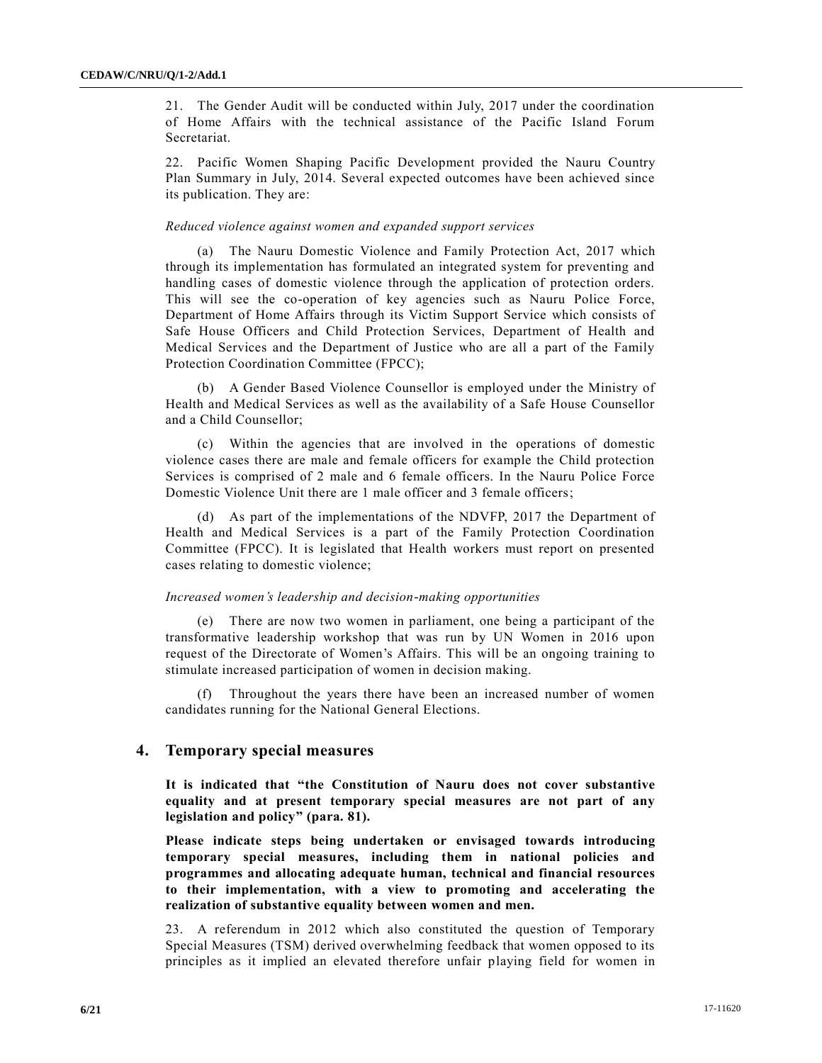21. The Gender Audit will be conducted within July, 2017 under the coordination of Home Affairs with the technical assistance of the Pacific Island Forum Secretariat.

22. Pacific Women Shaping Pacific Development provided the Nauru Country Plan Summary in July, 2014. Several expected outcomes have been achieved since its publication. They are:

*Reduced violence against women and expanded support services*

(a) The Nauru Domestic Violence and Family Protection Act, 2017 which through its implementation has formulated an integrated system for preventing and handling cases of domestic violence through the application of protection orders. This will see the co-operation of key agencies such as Nauru Police Force, Department of Home Affairs through its Victim Support Service which consists of Safe House Officers and Child Protection Services, Department of Health and Medical Services and the Department of Justice who are all a part of the Family Protection Coordination Committee (FPCC);

(b) A Gender Based Violence Counsellor is employed under the Ministry of Health and Medical Services as well as the availability of a Safe House Counsellor and a Child Counsellor;

(c) Within the agencies that are involved in the operations of domestic violence cases there are male and female officers for example the Child protection Services is comprised of 2 male and 6 female officers. In the Nauru Police Force Domestic Violence Unit there are 1 male officer and 3 female officers;

(d) As part of the implementations of the NDVFP, 2017 the Department of Health and Medical Services is a part of the Family Protection Coordination Committee (FPCC). It is legislated that Health workers must report on presented cases relating to domestic violence;

*Increased women's leadership and decision-making opportunities*

(e) There are now two women in parliament, one being a participant of the transformative leadership workshop that was run by UN Women in 2016 upon request of the Directorate of Women's Affairs. This will be an ongoing training to stimulate increased participation of women in decision making.

(f) Throughout the years there have been an increased number of women candidates running for the National General Elections.

## 4. Temporary special measures

**It is indicated that "the Constitution of Nauru does not cover substantive equality and at present temporary special measures are not part of any legislation and policy" (para. 81).**

**Please indicate steps being undertaken or envisaged towards introducing temporary special measures, including them in national policies and programmes and allocating adequate human, technical and financial resources to their implementation, with a view to promoting and accelerating the realization of substantive equality between women and men.**

23. A referendum in 2012 which also constituted the question of Temporary Special Measures (TSM) derived overwhelming feedback that women opposed to its principles as it implied an elevated therefore unfair playing field for women in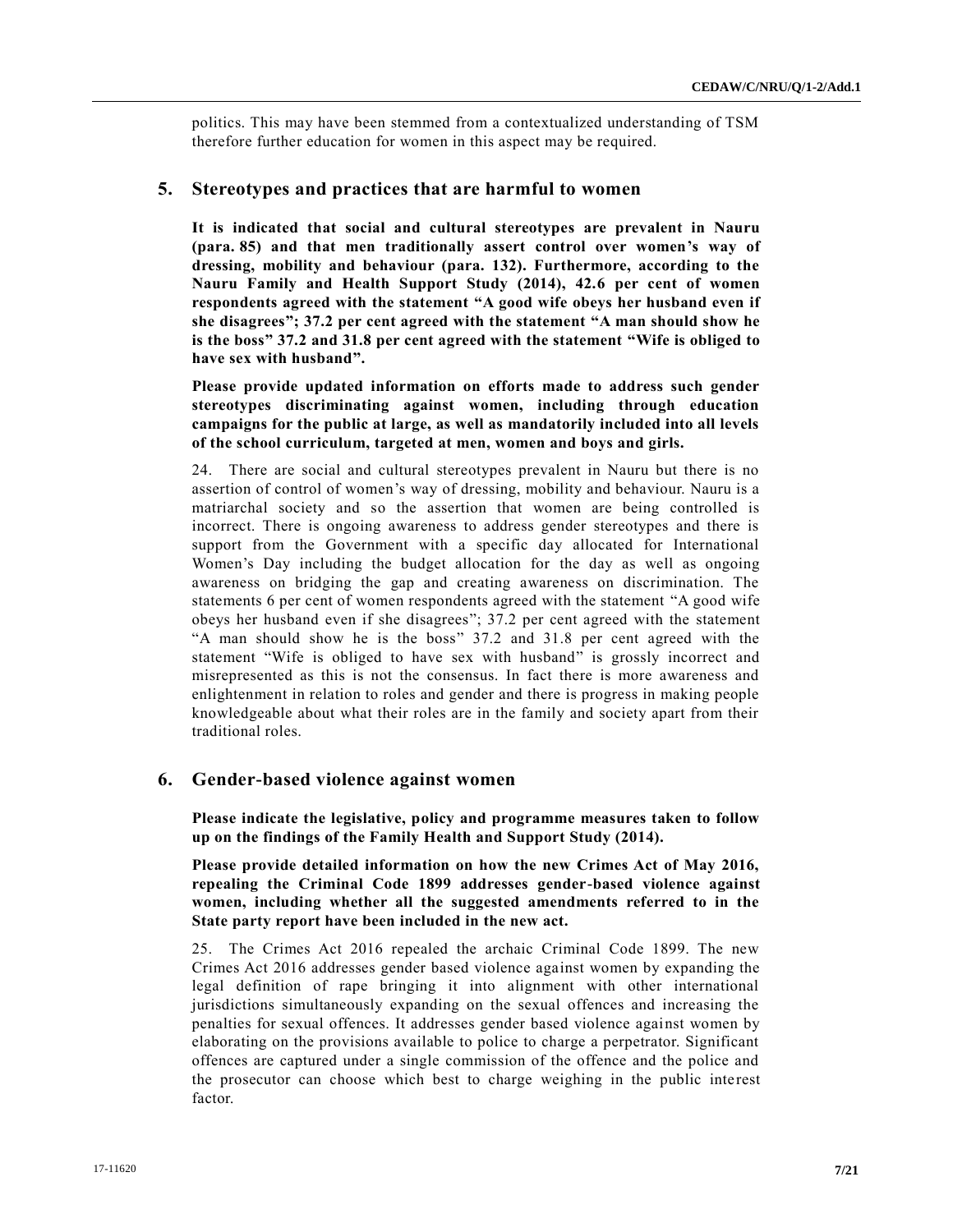politics. This may have been stemmed from a contextualized understanding of TSM therefore further education for women in this aspect may be required.

## 5. Stereotypes and practices that are harmful to women

**It is indicated that social and cultural stereotypes are prevalent in Nauru (para. 85) and that men traditionally assert control over women's way of dressing, mobility and behaviour (para. 132). Furthermore, according to the Nauru Family and Health Support Study (2014), 42.6 per cent of women respondents agreed with the statement "A good wife obeys her husband even if she disagrees"; 37.2 per cent agreed with the statement "A man should show he is the boss" 37.2 and 31.8 per cent agreed with the statement "Wife is obliged to have sex with husband".**

**Please provide updated information on efforts made to address such gender stereotypes discriminating against women, including through education campaigns for the public at large, as well as mandatorily included into all levels of the school curriculum, targeted at men, women and boys and girls.**

24. There are social and cultural stereotypes prevalent in Nauru but there is no assertion of control of women's way of dressing, mobility and behaviour. Nauru is a matriarchal society and so the assertion that women are being controlled is incorrect. There is ongoing awareness to address gender stereotypes and there is support from the Government with a specific day allocated for International Women's Day including the budget allocation for the day as well as ongoing awareness on bridging the gap and creating awareness on discrimination. The statements 6 per cent of women respondents agreed with the statement "A good wife obeys her husband even if she disagrees"; 37.2 per cent agreed with the statement "A man should show he is the boss" 37.2 and 31.8 per cent agreed with the statement "Wife is obliged to have sex with husband" is grossly incorrect and misrepresented as this is not the consensus. In fact there is more awareness and enlightenment in relation to roles and gender and there is progress in making people knowledgeable about what their roles are in the family and society apart from their traditional roles.

## 6. Gender-based violence against women

**Please indicate the legislative, policy and programme measures taken to follow up on the findings of the Family Health and Support Study (2014).**

**Please provide detailed information on how the new Crimes Act of May 2016, repealing the Criminal Code 1899 addresses gender-based violence against women, including whether all the suggested amendments referred to in the State party report have been included in the new act.**

25. The Crimes Act 2016 repealed the archaic Criminal Code 1899. The new Crimes Act 2016 addresses gender based violence against women by expanding the legal definition of rape bringing it into alignment with other international jurisdictions simultaneously expanding on the sexual offences and increasing the penalties for sexual offences. It addresses gender based violence against women by elaborating on the provisions available to police to charge a perpetrator. Significant offences are captured under a single commission of the offence and the police and the prosecutor can choose which best to charge weighing in the public interest factor.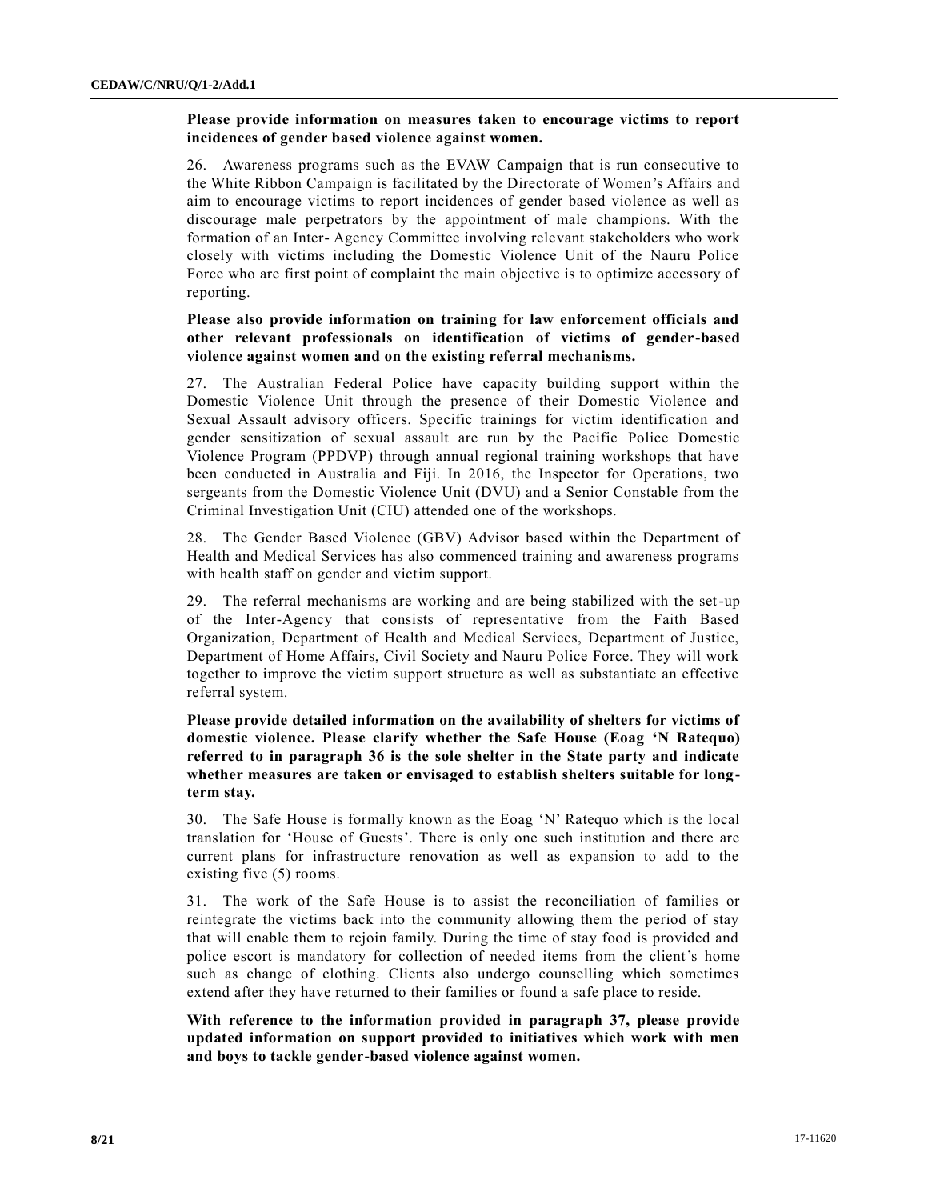**Please provide information on measures taken to encourage victims to report incidences of gender based violence against women.**

26. Awareness programs such as the EVAW Campaign that is run consecutive to the White Ribbon Campaign is facilitated by the Directorate of Women's Affairs and aim to encourage victims to report incidences of gender based violence as well as discourage male perpetrators by the appointment of male champions. With the formation of an Inter- Agency Committee involving relevant stakeholders who work closely with victims including the Domestic Violence Unit of the Nauru Police Force who are first point of complaint the main objective is to optimize accessory of reporting.

**Please also provide information on training for law enforcement officials and other relevant professionals on identification of victims of gender-based violence against women and on the existing referral mechanisms.**

27. The Australian Federal Police have capacity building support within the Domestic Violence Unit through the presence of their Domestic Violence and Sexual Assault advisory officers. Specific trainings for victim identification and gender sensitization of sexual assault are run by the Pacific Police Domestic Violence Program (PPDVP) through annual regional training workshops that have been conducted in Australia and Fiji. In 2016, the Inspector for Operations, two sergeants from the Domestic Violence Unit (DVU) and a Senior Constable from the Criminal Investigation Unit (CIU) attended one of the workshops.

28. The Gender Based Violence (GBV) Advisor based within the Department of Health and Medical Services has also commenced training and awareness programs with health staff on gender and victim support.

29. The referral mechanisms are working and are being stabilized with the set-up of the Inter-Agency that consists of representative from the Faith Based Organization, Department of Health and Medical Services, Department of Justice, Department of Home Affairs, Civil Society and Nauru Police Force. They will work together to improve the victim support structure as well as substantiate an effective referral system.

**Please provide detailed information on the availability of shelters for victims of domestic violence. Please clarify whether the Safe House (Eoag 'N Ratequo) referred to in paragraph 36 is the sole shelter in the State party and indicate whether measures are taken or envisaged to establish shelters suitable for long-term stay.**

30. The Safe House is formally known as the Eoag 'N' Ratequo which is the local translation for 'House of Guests'. There is only one such institution and there are current plans for infrastructure renovation as well as expansion to add to the existing five (5) rooms.

31. The work of the Safe House is to assist the reconciliation of families or reintegrate the victims back into the community allowing them the period of stay that will enable them to rejoin family. During the time of stay food is provided and police escort is mandatory for collection of needed items from the client's home such as change of clothing. Clients also undergo counselling which sometimes extend after they have returned to their families or found a safe place to reside.

**With reference to the information provided in paragraph 37, please provide updated information on support provided to initiatives which work with men and boys to tackle gender-based violence against women.**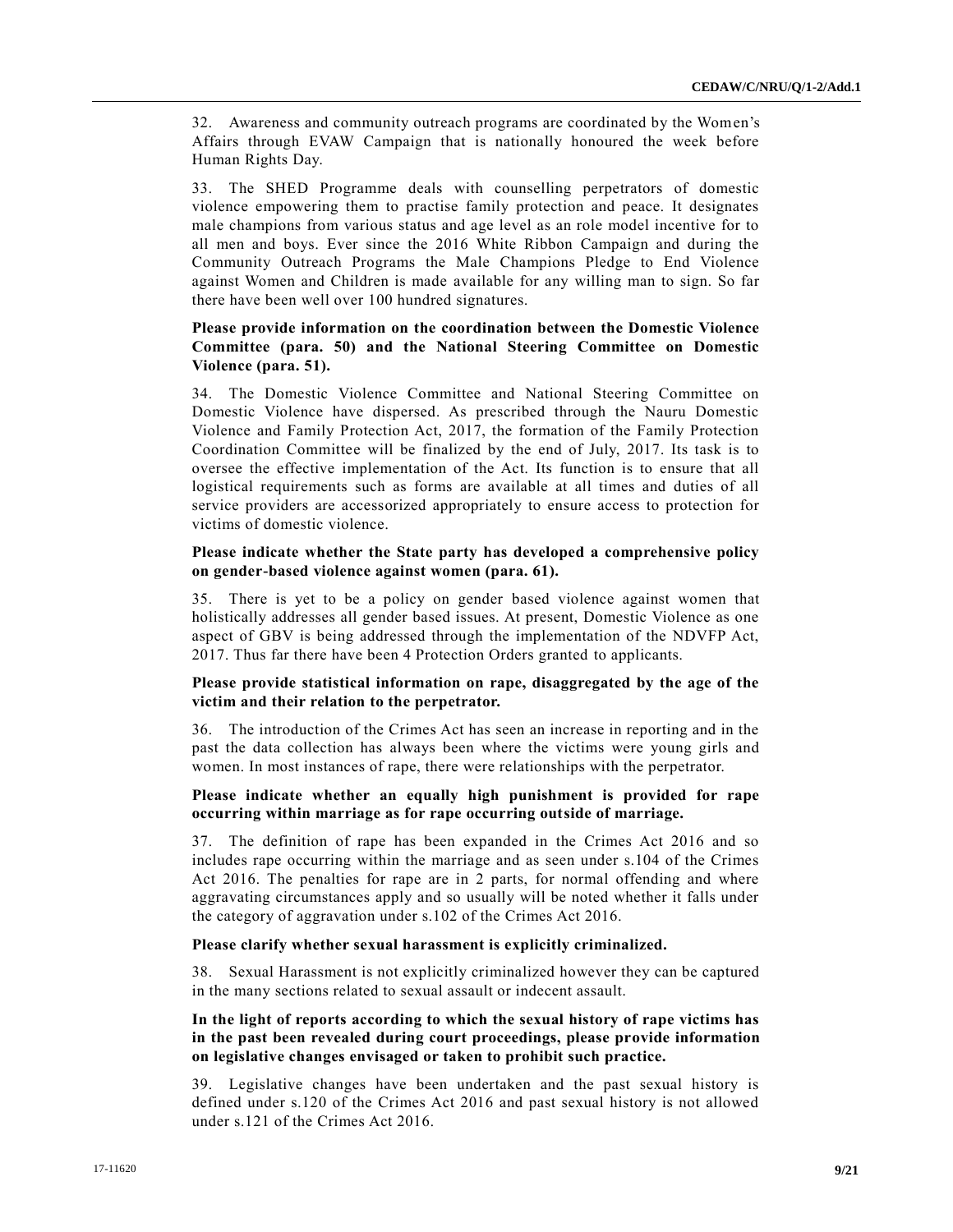32. Awareness and community outreach programs are coordinated by the Women's Affairs through EVAW Campaign that is nationally honoured the week before Human Rights Day.

33. The SHED Programme deals with counselling perpetrators of domestic violence empowering them to practise family protection and peace. It designates male champions from various status and age level as an role model incentive for to all men and boys. Ever since the 2016 White Ribbon Campaign and during the Community Outreach Programs the Male Champions Pledge to End Violence against Women and Children is made available for any willing man to sign. So far there have been well over 100 hundred signatures.

**Please provide information on the coordination between the Domestic Violence Committee (para. 50) and the National Steering Committee on Domestic Violence (para. 51).**

34. The Domestic Violence Committee and National Steering Committee on Domestic Violence have dispersed. As prescribed through the Nauru Domestic Violence and Family Protection Act, 2017, the formation of the Family Protection Coordination Committee will be finalized by the end of July, 2017. Its task is to oversee the effective implementation of the Act. Its function is to ensure that all logistical requirements such as forms are available at all times and duties of all service providers are accessorized appropriately to ensure access to protection for victims of domestic violence.

**Please indicate whether the State party has developed a comprehensive policy on gender-based violence against women (para. 61).**

35. There is yet to be a policy on gender based violence against women that holistically addresses all gender based issues. At present, Domestic Violence as one aspect of GBV is being addressed through the implementation of the NDVFP Act, 2017. Thus far there have been 4 Protection Orders granted to applicants.

**Please provide statistical information on rape, disaggregated by the age of the victim and their relation to the perpetrator.**

36. The introduction of the Crimes Act has seen an increase in reporting and in the past the data collection has always been where the victims were young girls and women. In most instances of rape, there were relationships with the perpetrator.

**Please indicate whether an equally high punishment is provided for rape occurring within marriage as for rape occurring outside of marriage.**

37. The definition of rape has been expanded in the Crimes Act 2016 and so includes rape occurring within the marriage and as seen under s.104 of the Crimes Act 2016. The penalties for rape are in 2 parts, for normal offending and where aggravating circumstances apply and so usually will be noted whether it falls under the category of aggravation under s.102 of the Crimes Act 2016.

**Please clarify whether sexual harassment is explicitly criminalized.**

38. Sexual Harassment is not explicitly criminalized however they can be captured in the many sections related to sexual assault or indecent assault.

**In the light of reports according to which the sexual history of rape victims has in the past been revealed during court proceedings, please provide information on legislative changes envisaged or taken to prohibit such practice.**

39. Legislative changes have been undertaken and the past sexual history is defined under s.120 of the Crimes Act 2016 and past sexual history is not allowed under s.121 of the Crimes Act 2016.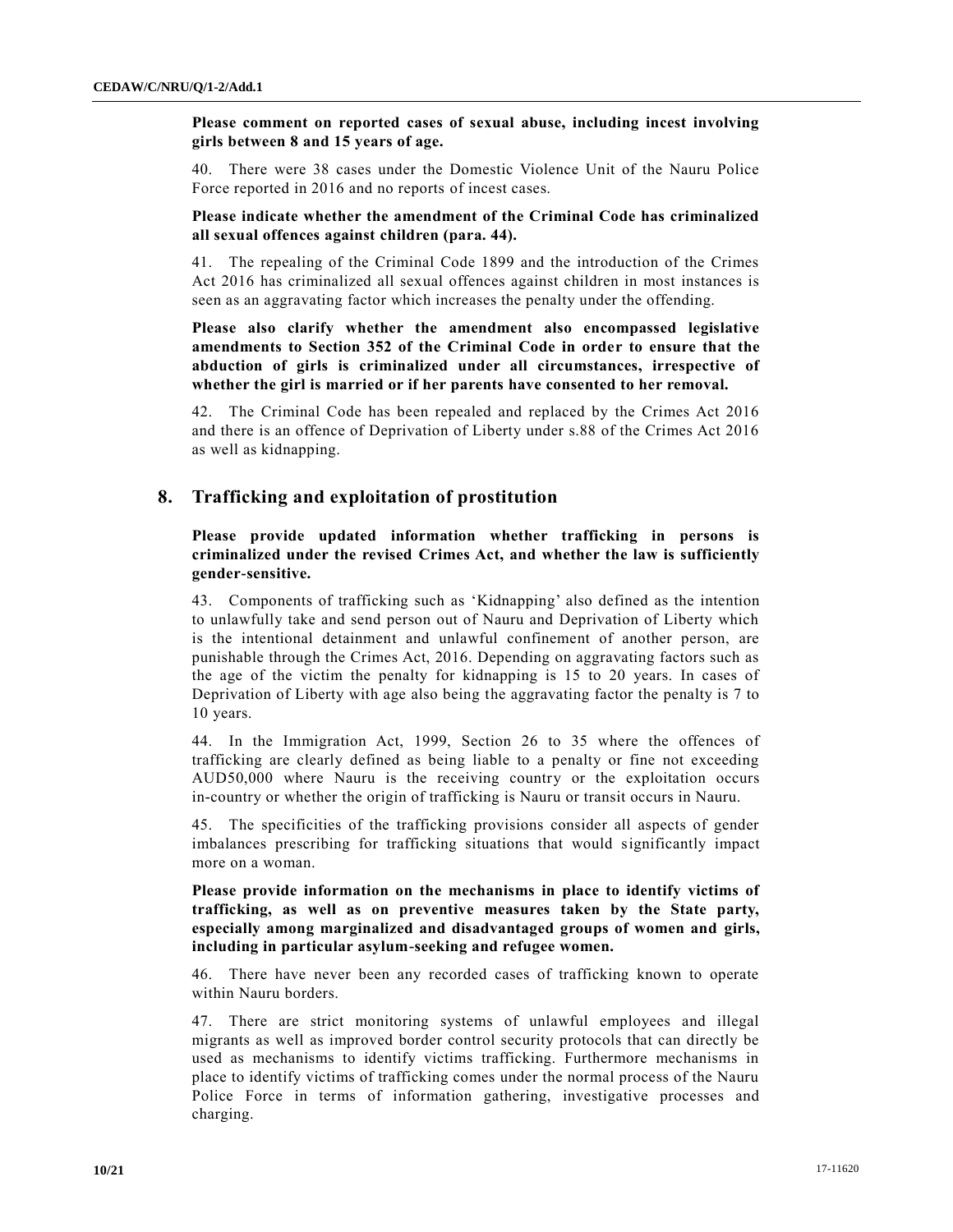**Please comment on reported cases of sexual abuse, including incest involving girls between 8 and 15 years of age.**

40. There were 38 cases under the Domestic Violence Unit of the Nauru Police Force reported in 2016 and no reports of incest cases.

**Please indicate whether the amendment of the Criminal Code has criminalized all sexual offences against children (para. 44).**

41. The repealing of the Criminal Code 1899 and the introduction of the Crimes Act 2016 has criminalized all sexual offences against children in most instances is seen as an aggravating factor which increases the penalty under the offending.

**Please also clarify whether the amendment also encompassed legislative amendments to Section 352 of the Criminal Code in order to ensure that the abduction of girls is criminalized under all circumstances, irrespective of whether the girl is married or if her parents have consented to her removal.**

42. The Criminal Code has been repealed and replaced by the Crimes Act 2016 and there is an offence of Deprivation of Liberty under s.88 of the Crimes Act 2016 as well as kidnapping.

## 8. Trafficking and exploitation of prostitution

**Please provide updated information whether trafficking in persons is criminalized under the revised Crimes Act, and whether the law is sufficiently gender-sensitive.**

43. Components of trafficking such as 'Kidnapping' also defined as the intention to unlawfully take and send person out of Nauru and Deprivation of Liberty which is the intentional detainment and unlawful confinement of another person, are punishable through the Crimes Act, 2016. Depending on aggravating factors such as the age of the victim the penalty for kidnapping is 15 to 20 years. In cases of Deprivation of Liberty with age also being the aggravating factor the penalty is 7 to 10 years.

44. In the Immigration Act, 1999, Section 26 to 35 where the offences of trafficking are clearly defined as being liable to a penalty or fine not exceeding AUD50,000 where Nauru is the receiving country or the exploitation occurs in-country or whether the origin of trafficking is Nauru or transit occurs in Nauru.

45. The specificities of the trafficking provisions consider all aspects of gender imbalances prescribing for trafficking situations that would significantly impact more on a woman.

**Please provide information on the mechanisms in place to identify victims of trafficking, as well as on preventive measures taken by the State party, especially among marginalized and disadvantaged groups of women and girls, including in particular asylum-seeking and refugee women.**

46. There have never been any recorded cases of trafficking known to operate within Nauru borders.

47. There are strict monitoring systems of unlawful employees and illegal migrants as well as improved border control security protocols that can directly be used as mechanisms to identify victims trafficking. Furthermore mechanisms in place to identify victims of trafficking comes under the normal process of the Nauru Police Force in terms of information gathering, investigative processes and charging.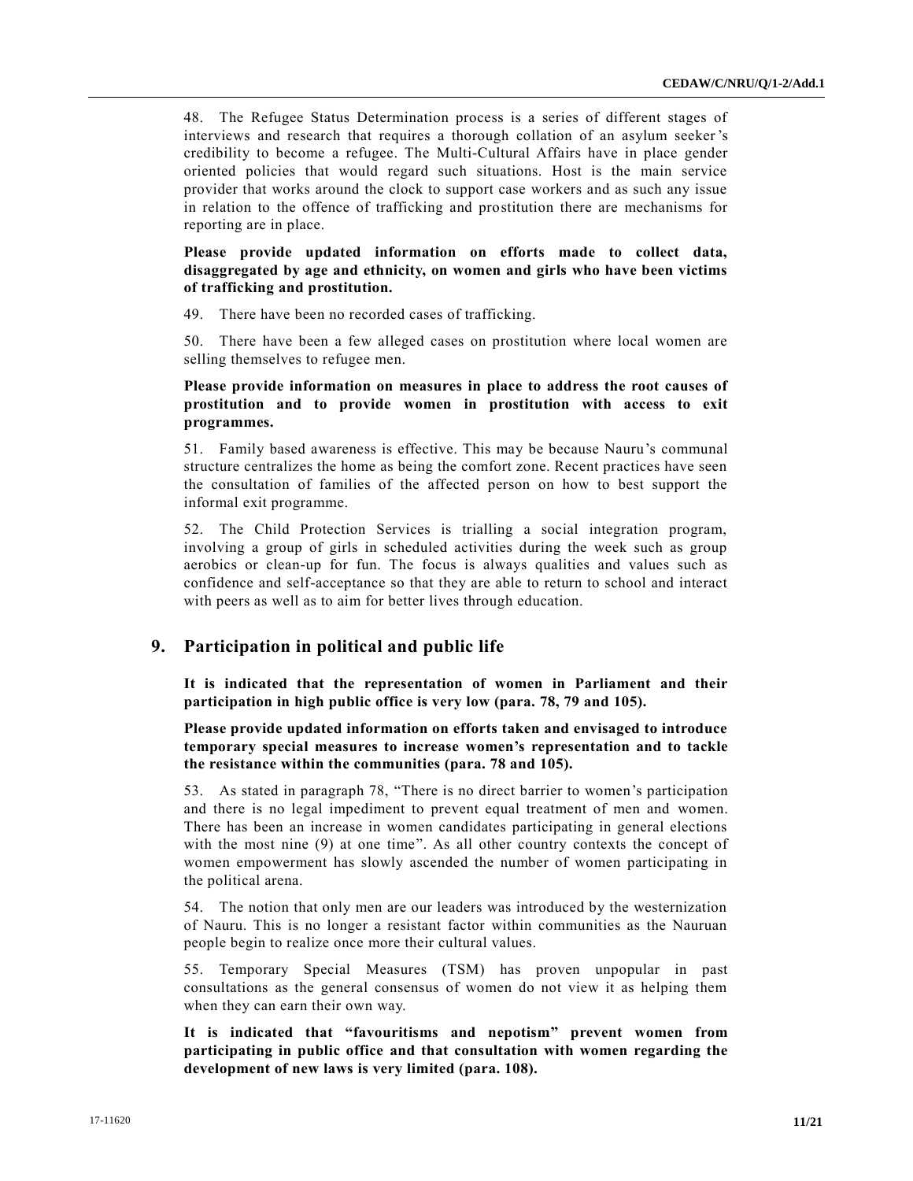48. The Refugee Status Determination process is a series of different stages of interviews and research that requires a thorough collation of an asylum seeker's credibility to become a refugee. The Multi-Cultural Affairs have in place gender oriented policies that would regard such situations. Host is the main service provider that works around the clock to support case workers and as such any issue in relation to the offence of trafficking and prostitution there are mechanisms for reporting are in place.

**Please provide updated information on efforts made to collect data, disaggregated by age and ethnicity, on women and girls who have been victims of trafficking and prostitution.**

49. There have been no recorded cases of trafficking.

50. There have been a few alleged cases on prostitution where local women are selling themselves to refugee men.

**Please provide information on measures in place to address the root causes of prostitution and to provide women in prostitution with access to exit programmes.**

51. Family based awareness is effective. This may be because Nauru's communal structure centralizes the home as being the comfort zone. Recent practices have seen the consultation of families of the affected person on how to best support the informal exit programme.

52. The Child Protection Services is trialling a social integration program, involving a group of girls in scheduled activities during the week such as group aerobics or clean-up for fun. The focus is always qualities and values such as confidence and self-acceptance so that they are able to return to school and interact with peers as well as to aim for better lives through education.

## 9. Participation in political and public life

**It is indicated that the representation of women in Parliament and their participation in high public office is very low (para. 78, 79 and 105).**

**Please provide updated information on efforts taken and envisaged to introduce temporary special measures to increase women's representation and to tackle the resistance within the communities (para. 78 and 105).**

53. As stated in paragraph 78, "There is no direct barrier to women's participation and there is no legal impediment to prevent equal treatment of men and women. There has been an increase in women candidates participating in general elections with the most nine (9) at one time". As all other country contexts the concept of women empowerment has slowly ascended the number of women participating in the political arena.

54. The notion that only men are our leaders was introduced by the westernization of Nauru. This is no longer a resistant factor within communities as the Nauruan people begin to realize once more their cultural values.

55. Temporary Special Measures (TSM) has proven unpopular in past consultations as the general consensus of women do not view it as helping them when they can earn their own way.

**It is indicated that "favouritisms and nepotism" prevent women from participating in public office and that consultation with women regarding the development of new laws is very limited (para. 108).**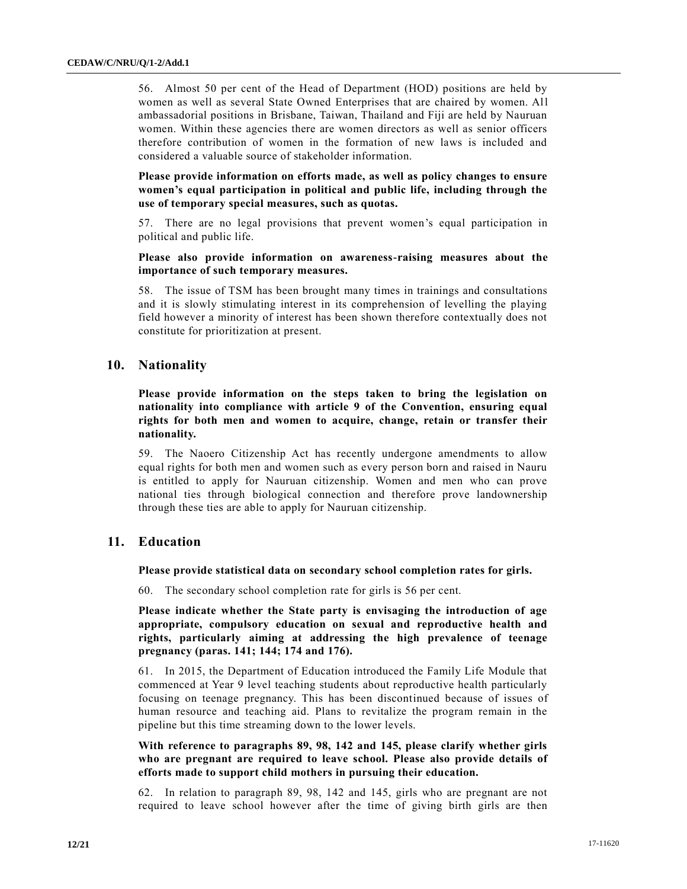56. Almost 50 per cent of the Head of Department (HOD) positions are held by women as well as several State Owned Enterprises that are chaired by women. All ambassadorial positions in Brisbane, Taiwan, Thailand and Fiji are held by Nauruan women. Within these agencies there are women directors as well as senior officers therefore contribution of women in the formation of new laws is included and considered a valuable source of stakeholder information.

**Please provide information on efforts made, as well as policy changes to ensure women's equal participation in political and public life, including through the use of temporary special measures, such as quotas.**

57. There are no legal provisions that prevent women's equal participation in political and public life.

**Please also provide information on awareness-raising measures about the importance of such temporary measures.**

58. The issue of TSM has been brought many times in trainings and consultations and it is slowly stimulating interest in its comprehension of levelling the playing field however a minority of interest has been shown therefore contextually does not constitute for prioritization at present.

## 10. Nationality

**Please provide information on the steps taken to bring the legislation on nationality into compliance with article 9 of the Convention, ensuring equal rights for both men and women to acquire, change, retain or transfer their nationality.**

59. The Naoero Citizenship Act has recently undergone amendments to allow equal rights for both men and women such as every person born and raised in Nauru is entitled to apply for Nauruan citizenship. Women and men who can prove national ties through biological connection and therefore prove landownership through these ties are able to apply for Nauruan citizenship.

## 11. Education

**Please provide statistical data on secondary school completion rates for girls.**

60. The secondary school completion rate for girls is 56 per cent.

**Please indicate whether the State party is envisaging the introduction of age appropriate, compulsory education on sexual and reproductive health and rights, particularly aiming at addressing the high prevalence of teenage pregnancy (paras. 141; 144; 174 and 176).**

61. In 2015, the Department of Education introduced the Family Life Module that commenced at Year 9 level teaching students about reproductive health particularly focusing on teenage pregnancy. This has been discontinued because of issues of human resource and teaching aid. Plans to revitalize the program remain in the pipeline but this time streaming down to the lower levels.

**With reference to paragraphs 89, 98, 142 and 145, please clarify whether girls who are pregnant are required to leave school. Please also provide details of efforts made to support child mothers in pursuing their education.**

62. In relation to paragraph 89, 98, 142 and 145, girls who are pregnant are not required to leave school however after the time of giving birth girls are then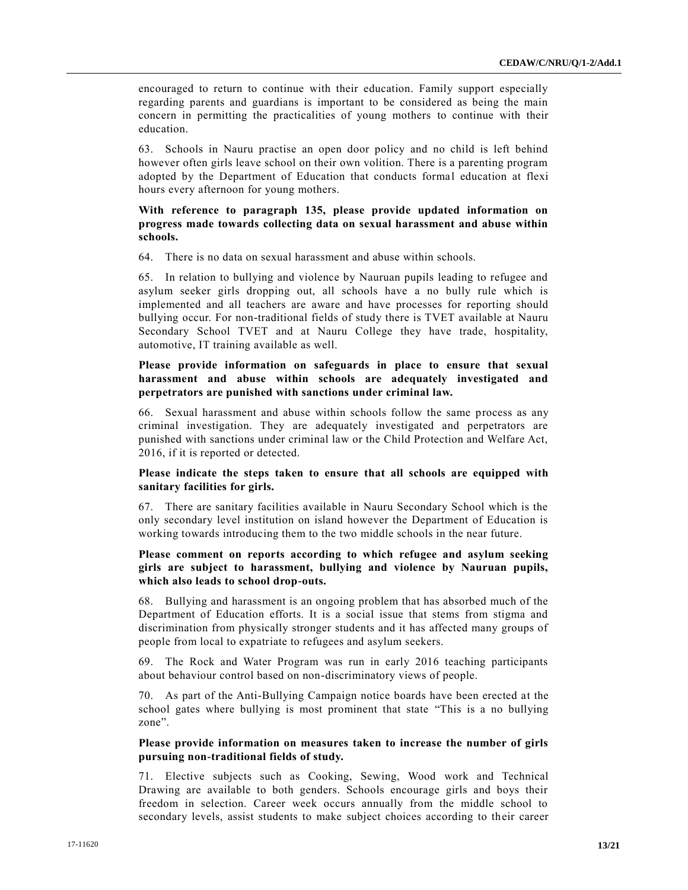encouraged to return to continue with their education. Family support especially regarding parents and guardians is important to be considered as being the main concern in permitting the practicalities of young mothers to continue with their education.

63. Schools in Nauru practise an open door policy and no child is left behind however often girls leave school on their own volition. There is a parenting program adopted by the Department of Education that conducts formal education at flexi hours every afternoon for young mothers.

**With reference to paragraph 135, please provide updated information on progress made towards collecting data on sexual harassment and abuse within schools.**

64. There is no data on sexual harassment and abuse within schools.

65. In relation to bullying and violence by Nauruan pupils leading to refugee and asylum seeker girls dropping out, all schools have a no bully rule which is implemented and all teachers are aware and have processes for reporting should bullying occur. For non-traditional fields of study there is TVET available at Nauru Secondary School TVET and at Nauru College they have trade, hospitality, automotive, IT training available as well.

**Please provide information on safeguards in place to ensure that sexual harassment and abuse within schools are adequately investigated and perpetrators are punished with sanctions under criminal law.**

66. Sexual harassment and abuse within schools follow the same process as any criminal investigation. They are adequately investigated and perpetrators are punished with sanctions under criminal law or the Child Protection and Welfare Act, 2016, if it is reported or detected.

**Please indicate the steps taken to ensure that all schools are equipped with sanitary facilities for girls.**

67. There are sanitary facilities available in Nauru Secondary School which is the only secondary level institution on island however the Department of Education is working towards introducing them to the two middle schools in the near future.

**Please comment on reports according to which refugee and asylum seeking girls are subject to harassment, bullying and violence by Nauruan pupils, which also leads to school drop-outs.**

68. Bullying and harassment is an ongoing problem that has absorbed much of the Department of Education efforts. It is a social issue that stems from stigma and discrimination from physically stronger students and it has affected many groups of people from local to expatriate to refugees and asylum seekers.

69. The Rock and Water Program was run in early 2016 teaching participants about behaviour control based on non-discriminatory views of people.

70. As part of the Anti-Bullying Campaign notice boards have been erected at the school gates where bullying is most prominent that state "This is a no bullying zone".

**Please provide information on measures taken to increase the number of girls pursuing non-traditional fields of study.**

71. Elective subjects such as Cooking, Sewing, Wood work and Technical Drawing are available to both genders. Schools encourage girls and boys their freedom in selection. Career week occurs annually from the middle school to secondary levels, assist students to make subject choices according to their career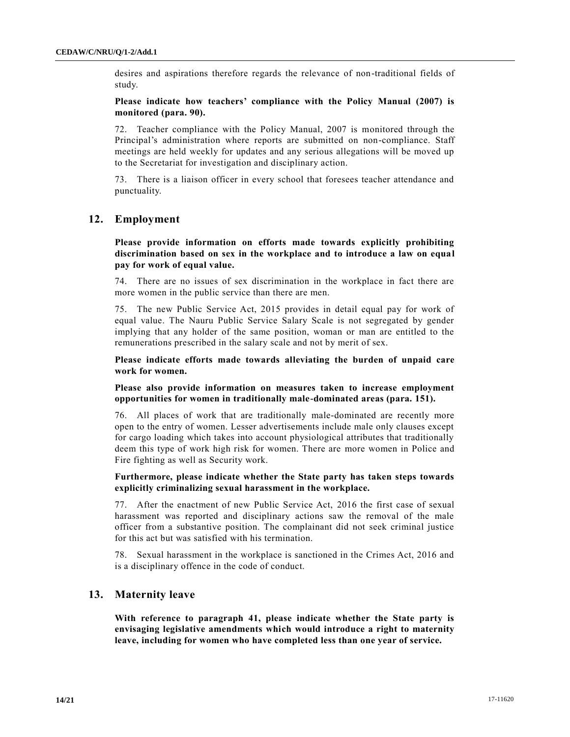desires and aspirations therefore regards the relevance of non-traditional fields of study.

**Please indicate how teachers' compliance with the Policy Manual (2007) is monitored (para. 90).**

72. Teacher compliance with the Policy Manual, 2007 is monitored through the Principal's administration where reports are submitted on non-compliance. Staff meetings are held weekly for updates and any serious allegations will be moved up to the Secretariat for investigation and disciplinary action.

73. There is a liaison officer in every school that foresees teacher attendance and punctuality.

## 12. Employment

**Please provide information on efforts made towards explicitly prohibiting discrimination based on sex in the workplace and to introduce a law on equal pay for work of equal value.**

74. There are no issues of sex discrimination in the workplace in fact there are more women in the public service than there are men.

75. The new Public Service Act, 2015 provides in detail equal pay for work of equal value. The Nauru Public Service Salary Scale is not segregated by gender implying that any holder of the same position, woman or man are entitled to the remunerations prescribed in the salary scale and not by merit of sex.

**Please indicate efforts made towards alleviating the burden of unpaid care work for women.**

**Please also provide information on measures taken to increase employment opportunities for women in traditionally male-dominated areas (para. 151).**

76. All places of work that are traditionally male-dominated are recently more open to the entry of women. Lesser advertisements include male only clauses except for cargo loading which takes into account physiological attributes that traditionally deem this type of work high risk for women. There are more women in Police and Fire fighting as well as Security work.

**Furthermore, please indicate whether the State party has taken steps towards explicitly criminalizing sexual harassment in the workplace.**

77. After the enactment of new Public Service Act, 2016 the first case of sexual harassment was reported and disciplinary actions saw the removal of the male officer from a substantive position. The complainant did not seek criminal justice for this act but was satisfied with his termination.

78. Sexual harassment in the workplace is sanctioned in the Crimes Act, 2016 and is a disciplinary offence in the code of conduct.

## 13. Maternity leave

**With reference to paragraph 41, please indicate whether the State party is envisaging legislative amendments which would introduce a right to maternity leave, including for women who have completed less than one year of service.**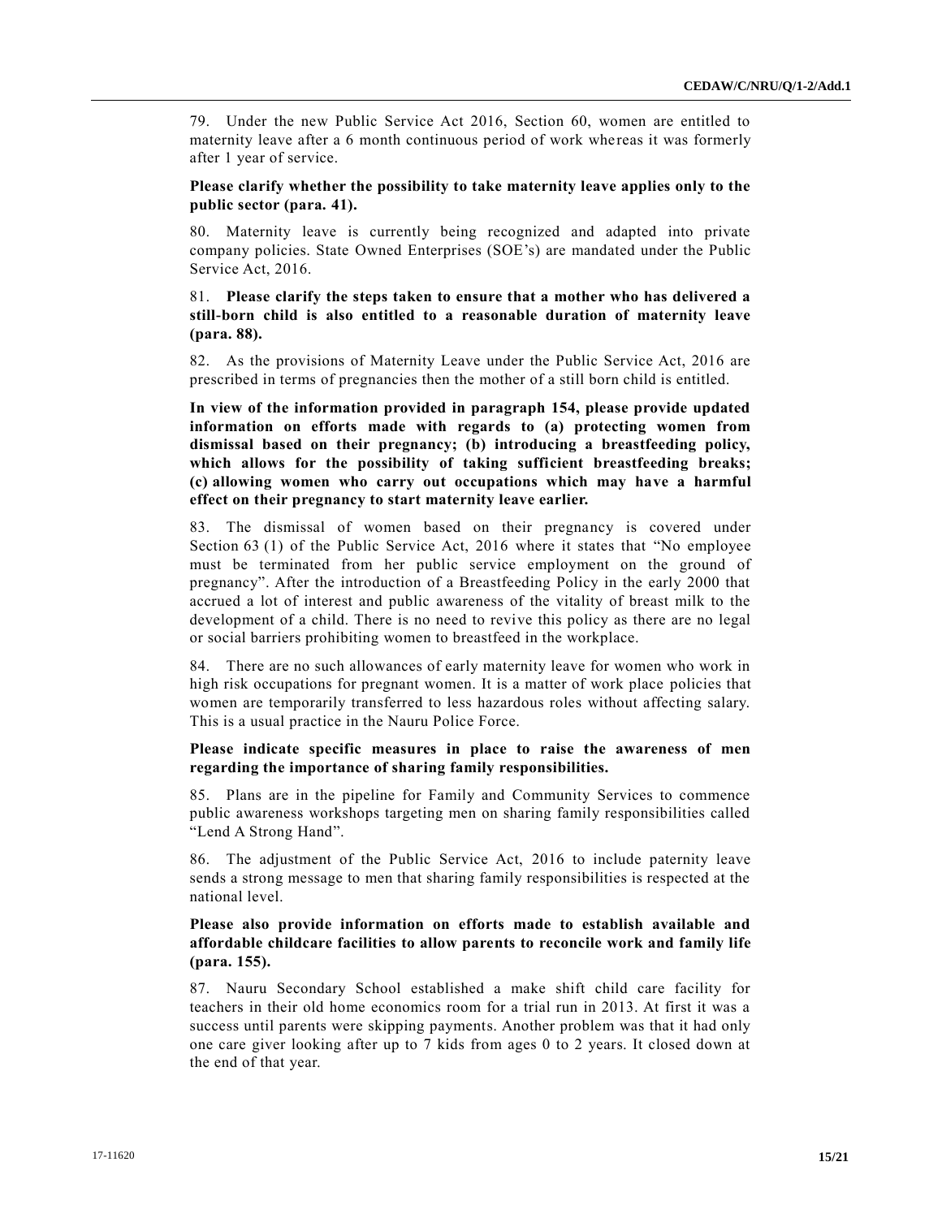79. Under the new Public Service Act 2016, Section 60, women are entitled to maternity leave after a 6 month continuous period of work whereas it was formerly after 1 year of service.

**Please clarify whether the possibility to take maternity leave applies only to the public sector (para. 41).**

80. Maternity leave is currently being recognized and adapted into private company policies. State Owned Enterprises (SOE's) are mandated under the Public Service Act, 2016.

81. **Please clarify the steps taken to ensure that a mother who has delivered a still-born child is also entitled to a reasonable duration of maternity leave (para. 88).**

82. As the provisions of Maternity Leave under the Public Service Act, 2016 are prescribed in terms of pregnancies then the mother of a still born child is entitled.

**In view of the information provided in paragraph 154, please provide updated information on efforts made with regards to (a) protecting women from dismissal based on their pregnancy; (b) introducing a breastfeeding policy, which allows for the possibility of taking sufficient breastfeeding breaks; (c) allowing women who carry out occupations which may have a harmful effect on their pregnancy to start maternity leave earlier.**

83. The dismissal of women based on their pregnancy is covered under Section 63 (1) of the Public Service Act, 2016 where it states that "No employee must be terminated from her public service employment on the ground of pregnancy". After the introduction of a Breastfeeding Policy in the early 2000 that accrued a lot of interest and public awareness of the vitality of breast milk to the development of a child. There is no need to revive this policy as there are no legal or social barriers prohibiting women to breastfeed in the workplace.

84. There are no such allowances of early maternity leave for women who work in high risk occupations for pregnant women. It is a matter of work place policies that women are temporarily transferred to less hazardous roles without affecting salary. This is a usual practice in the Nauru Police Force.

**Please indicate specific measures in place to raise the awareness of men regarding the importance of sharing family responsibilities.**

85. Plans are in the pipeline for Family and Community Services to commence public awareness workshops targeting men on sharing family responsibilities called "Lend A Strong Hand".

86. The adjustment of the Public Service Act, 2016 to include paternity leave sends a strong message to men that sharing family responsibilities is respected at the national level.

**Please also provide information on efforts made to establish available and affordable childcare facilities to allow parents to reconcile work and family life (para. 155).**

87. Nauru Secondary School established a make shift child care facility for teachers in their old home economics room for a trial run in 2013. At first it was a success until parents were skipping payments. Another problem was that it had only one care giver looking after up to 7 kids from ages 0 to 2 years. It closed down at the end of that year.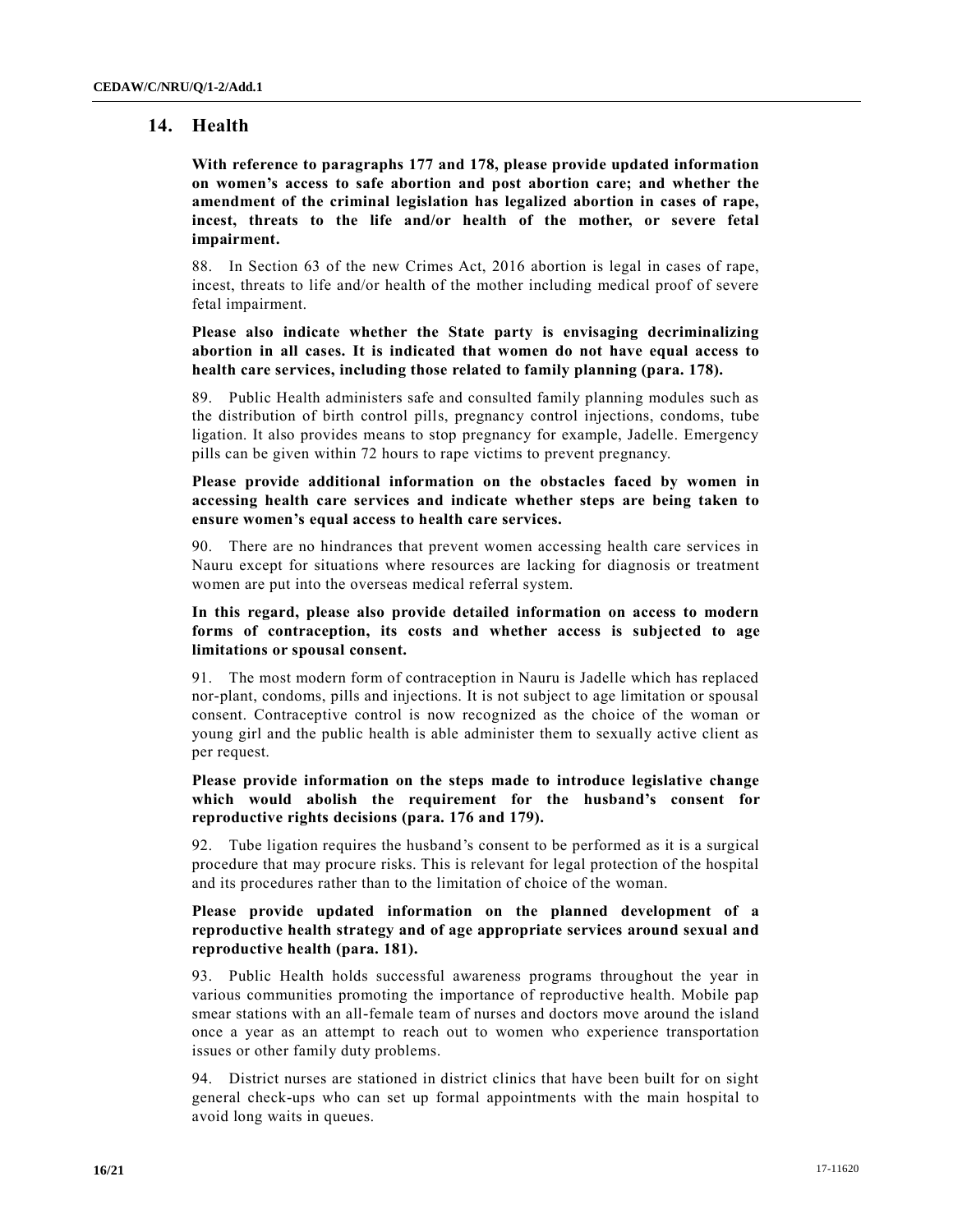## 14. Health

**With reference to paragraphs 177 and 178, please provide updated information on women's access to safe abortion and post abortion care; and whether the amendment of the criminal legislation has legalized abortion in cases of rape, incest, threats to the life and/or health of the mother, or severe fetal impairment.**

88. In Section 63 of the new Crimes Act, 2016 abortion is legal in cases of rape, incest, threats to life and/or health of the mother including medical proof of severe fetal impairment.

**Please also indicate whether the State party is envisaging decriminalizing abortion in all cases. It is indicated that women do not have equal access to health care services, including those related to family planning (para. 178).**

89. Public Health administers safe and consulted family planning modules such as the distribution of birth control pills, pregnancy control injections, condoms, tube ligation. It also provides means to stop pregnancy for example, Jadelle. Emergency pills can be given within 72 hours to rape victims to prevent pregnancy.

**Please provide additional information on the obstacles faced by women in accessing health care services and indicate whether steps are being taken to ensure women's equal access to health care services.**

90. There are no hindrances that prevent women accessing health care services in Nauru except for situations where resources are lacking for diagnosis or treatment women are put into the overseas medical referral system.

**In this regard, please also provide detailed information on access to modern forms of contraception, its costs and whether access is subjected to age limitations or spousal consent.**

91. The most modern form of contraception in Nauru is Jadelle which has replaced nor-plant, condoms, pills and injections. It is not subject to age limitation or spousal consent. Contraceptive control is now recognized as the choice of the woman or young girl and the public health is able administer them to sexually active client as per request.

**Please provide information on the steps made to introduce legislative change which would abolish the requirement for the husband's consent for reproductive rights decisions (para. 176 and 179).**

92. Tube ligation requires the husband's consent to be performed as it is a surgical procedure that may procure risks. This is relevant for legal protection of the hospital and its procedures rather than to the limitation of choice of the woman.

**Please provide updated information on the planned development of a reproductive health strategy and of age appropriate services around sexual and reproductive health (para. 181).**

93. Public Health holds successful awareness programs throughout the year in various communities promoting the importance of reproductive health. Mobile pap smear stations with an all-female team of nurses and doctors move around the island once a year as an attempt to reach out to women who experience transportation issues or other family duty problems.

94. District nurses are stationed in district clinics that have been built for on sight general check-ups who can set up formal appointments with the main hospital to avoid long waits in queues.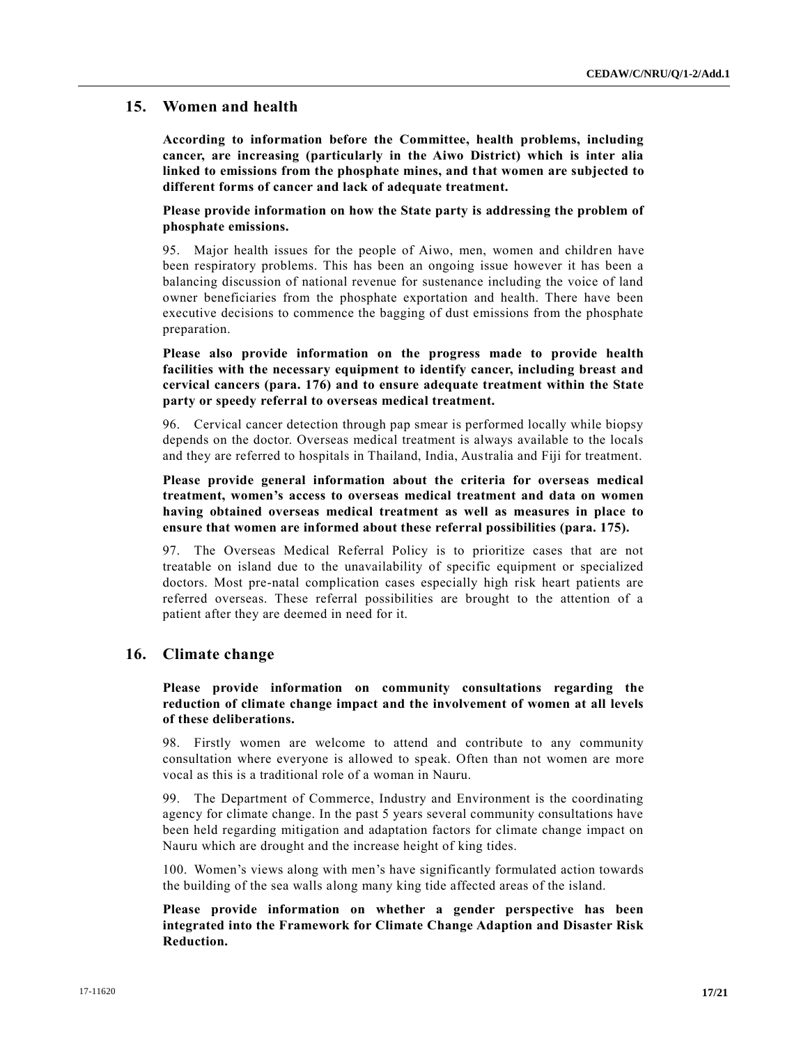## 15. Women and health

**According to information before the Committee, health problems, including cancer, are increasing (particularly in the Aiwo District) which is inter alia linked to emissions from the phosphate mines, and that women are subjected to different forms of cancer and lack of adequate treatment.**

**Please provide information on how the State party is addressing the problem of phosphate emissions.**

95. Major health issues for the people of Aiwo, men, women and children have been respiratory problems. This has been an ongoing issue however it has been a balancing discussion of national revenue for sustenance including the voice of land owner beneficiaries from the phosphate exportation and health. There have been executive decisions to commence the bagging of dust emissions from the phosphate preparation.

**Please also provide information on the progress made to provide health facilities with the necessary equipment to identify cancer, including breast and cervical cancers (para. 176) and to ensure adequate treatment within the State party or speedy referral to overseas medical treatment.**

96. Cervical cancer detection through pap smear is performed locally while biopsy depends on the doctor. Overseas medical treatment is always available to the locals and they are referred to hospitals in Thailand, India, Australia and Fiji for treatment.

**Please provide general information about the criteria for overseas medical treatment, women's access to overseas medical treatment and data on women having obtained overseas medical treatment as well as measures in place to ensure that women are informed about these referral possibilities (para. 175).**

97. The Overseas Medical Referral Policy is to prioritize cases that are not treatable on island due to the unavailability of specific equipment or specialized doctors. Most pre-natal complication cases especially high risk heart patients are referred overseas. These referral possibilities are brought to the attention of a patient after they are deemed in need for it.

## 16. Climate change

**Please provide information on community consultations regarding the reduction of climate change impact and the involvement of women at all levels of these deliberations.**

98. Firstly women are welcome to attend and contribute to any community consultation where everyone is allowed to speak. Often than not women are more vocal as this is a traditional role of a woman in Nauru.

99. The Department of Commerce, Industry and Environment is the coordinating agency for climate change. In the past 5 years several community consultations have been held regarding mitigation and adaptation factors for climate change impact on Nauru which are drought and the increase height of king tides.

100. Women's views along with men's have significantly formulated action towards the building of the sea walls along many king tide affected areas of the island.

**Please provide information on whether a gender perspective has been integrated into the Framework for Climate Change Adaption and Disaster Risk Reduction.**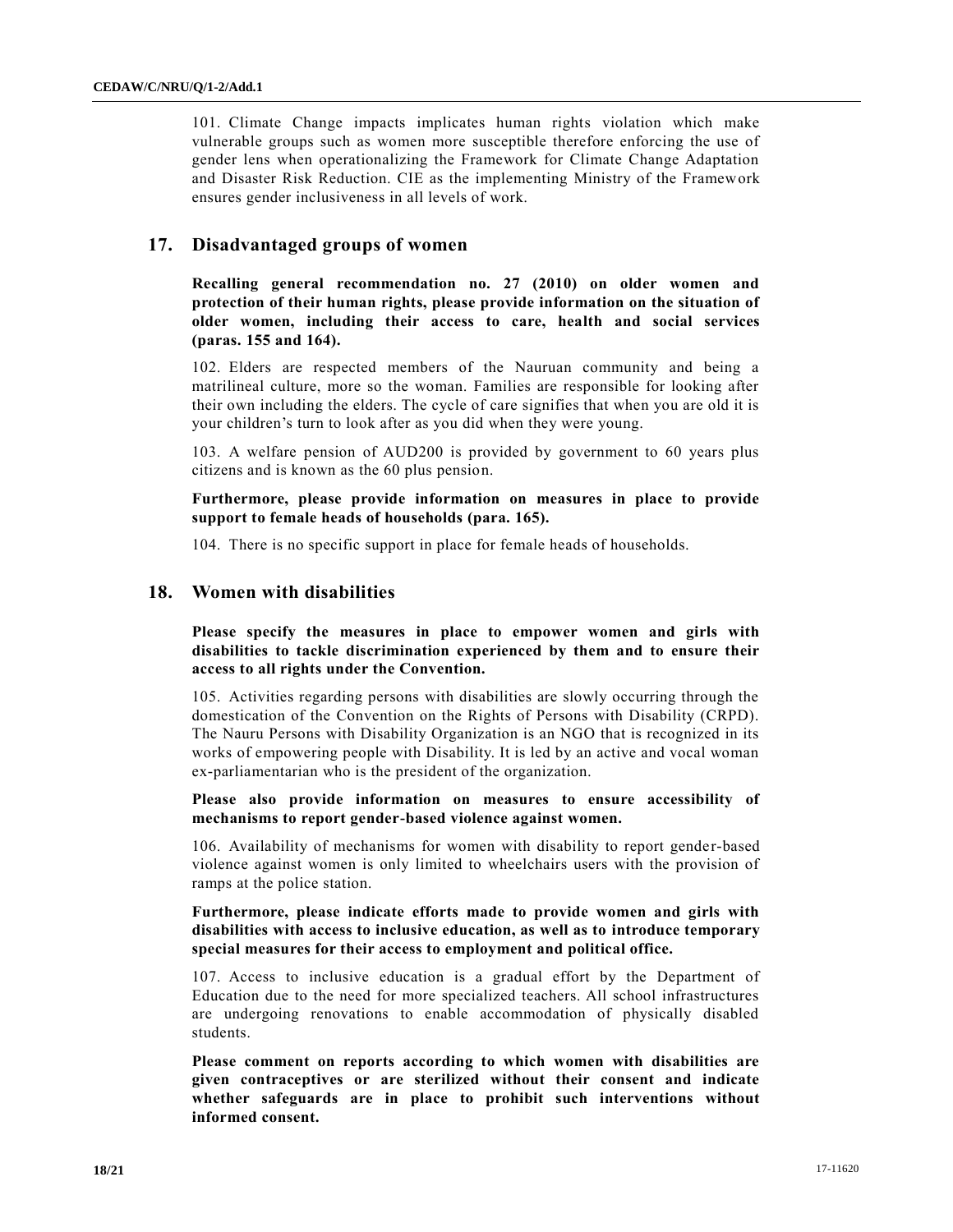101. Climate Change impacts implicates human rights violation which make vulnerable groups such as women more susceptible therefore enforcing the use of gender lens when operationalizing the Framework for Climate Change Adaptation and Disaster Risk Reduction. CIE as the implementing Ministry of the Framework ensures gender inclusiveness in all levels of work.

## 17. Disadvantaged groups of women

**Recalling general recommendation no. 27 (2010) on older women and protection of their human rights, please provide information on the situation of older women, including their access to care, health and social services (paras. 155 and 164).**

102. Elders are respected members of the Nauruan community and being a matrilineal culture, more so the woman. Families are responsible for looking after their own including the elders. The cycle of care signifies that when you are old it is your children's turn to look after as you did when they were young.

103. A welfare pension of AUD200 is provided by government to 60 years plus citizens and is known as the 60 plus pension.

**Furthermore, please provide information on measures in place to provide support to female heads of households (para. 165).**

104. There is no specific support in place for female heads of households.

## 18. Women with disabilities

**Please specify the measures in place to empower women and girls with disabilities to tackle discrimination experienced by them and to ensure their access to all rights under the Convention.**

105. Activities regarding persons with disabilities are slowly occurring through the domestication of the Convention on the Rights of Persons with Disability (CRPD). The Nauru Persons with Disability Organization is an NGO that is recognized in its works of empowering people with Disability. It is led by an active and vocal woman ex-parliamentarian who is the president of the organization.

**Please also provide information on measures to ensure accessibility of mechanisms to report gender-based violence against women.**

106. Availability of mechanisms for women with disability to report gender-based violence against women is only limited to wheelchairs users with the provision of ramps at the police station.

**Furthermore, please indicate efforts made to provide women and girls with disabilities with access to inclusive education, as well as to introduce temporary special measures for their access to employment and political office.**

107. Access to inclusive education is a gradual effort by the Department of Education due to the need for more specialized teachers. All school infrastructures are undergoing renovations to enable accommodation of physically disabled students.

**Please comment on reports according to which women with disabilities are given contraceptives or are sterilized without their consent and indicate whether safeguards are in place to prohibit such interventions without informed consent.**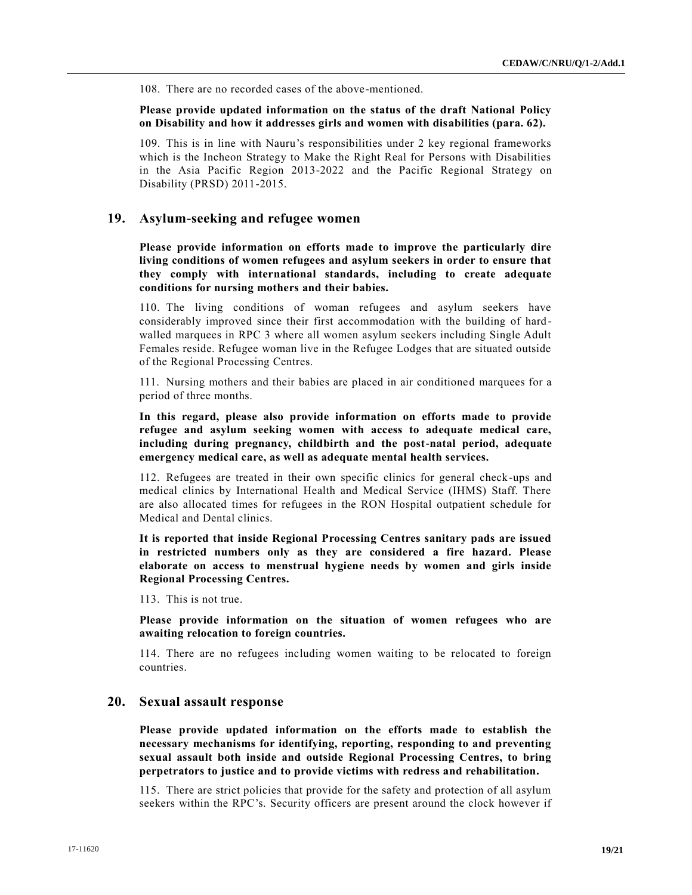108. There are no recorded cases of the above-mentioned.

**Please provide updated information on the status of the draft National Policy on Disability and how it addresses girls and women with disabilities (para. 62).**

109. This is in line with Nauru's responsibilities under 2 key regional frameworks which is the Incheon Strategy to Make the Right Real for Persons with Disabilities in the Asia Pacific Region 2013-2022 and the Pacific Regional Strategy on Disability (PRSD) 2011-2015.

## 19. Asylum-seeking and refugee women

**Please provide information on efforts made to improve the particularly dire living conditions of women refugees and asylum seekers in order to ensure that they comply with international standards, including to create adequate conditions for nursing mothers and their babies.**

110. The living conditions of woman refugees and asylum seekers have considerably improved since their first accommodation with the building of hard-walled marquees in RPC 3 where all women asylum seekers including Single Adult Females reside. Refugee woman live in the Refugee Lodges that are situated outside of the Regional Processing Centres.

111. Nursing mothers and their babies are placed in air conditioned marquees for a period of three months.

**In this regard, please also provide information on efforts made to provide refugee and asylum seeking women with access to adequate medical care, including during pregnancy, childbirth and the post-natal period, adequate emergency medical care, as well as adequate mental health services.**

112. Refugees are treated in their own specific clinics for general check-ups and medical clinics by International Health and Medical Service (IHMS) Staff. There are also allocated times for refugees in the RON Hospital outpatient schedule for Medical and Dental clinics.

**It is reported that inside Regional Processing Centres sanitary pads are issued in restricted numbers only as they are considered a fire hazard. Please elaborate on access to menstrual hygiene needs by women and girls inside Regional Processing Centres.**

113. This is not true.

**Please provide information on the situation of women refugees who are awaiting relocation to foreign countries.**

114. There are no refugees including women waiting to be relocated to foreign countries.

## 20. Sexual assault response

**Please provide updated information on the efforts made to establish the necessary mechanisms for identifying, reporting, responding to and preventing sexual assault both inside and outside Regional Processing Centres, to bring perpetrators to justice and to provide victims with redress and rehabilitation.**

115. There are strict policies that provide for the safety and protection of all asylum seekers within the RPC's. Security officers are present around the clock however if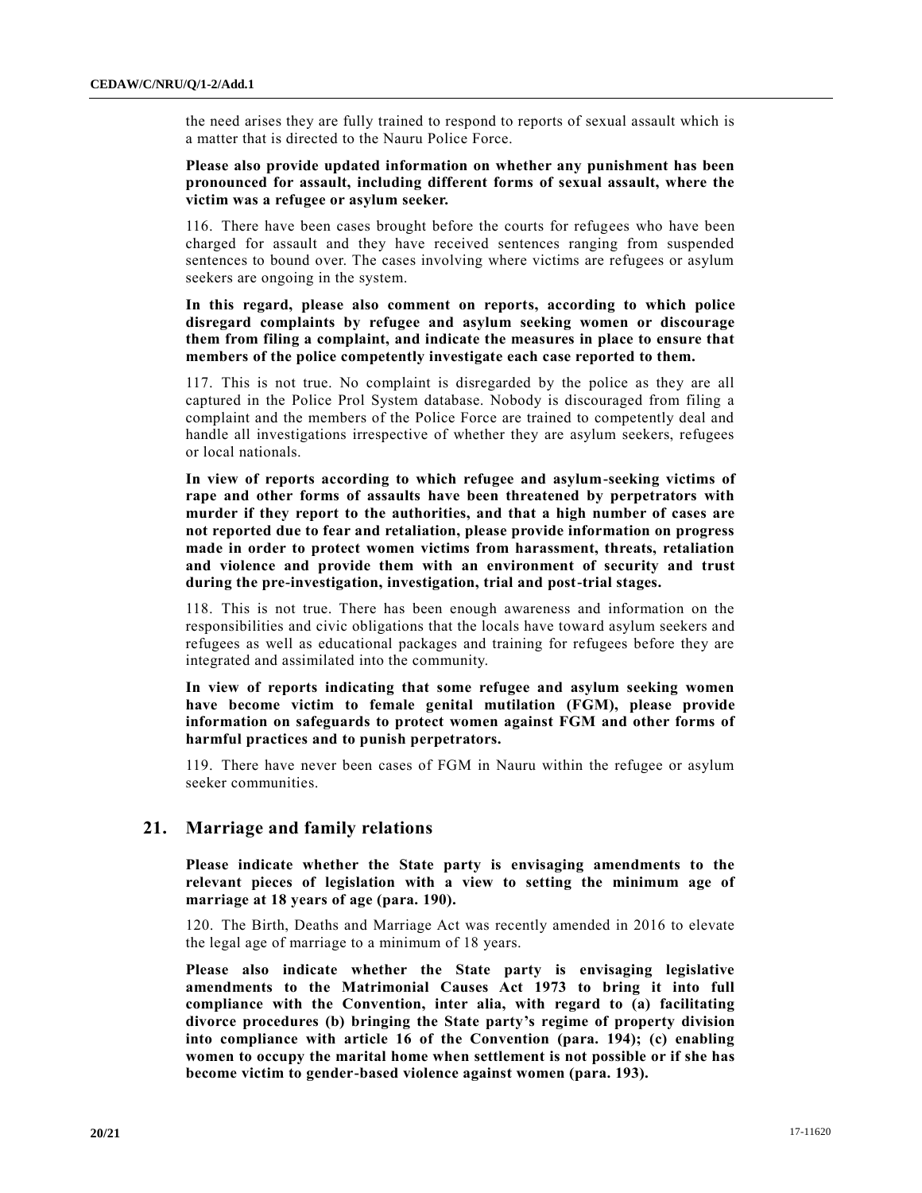the need arises they are fully trained to respond to reports of sexual assault which is a matter that is directed to the Nauru Police Force.

**Please also provide updated information on whether any punishment has been pronounced for assault, including different forms of sexual assault, where the victim was a refugee or asylum seeker.**

116. There have been cases brought before the courts for refugees who have been charged for assault and they have received sentences ranging from suspended sentences to bound over. The cases involving where victims are refugees or asylum seekers are ongoing in the system.

**In this regard, please also comment on reports, according to which police disregard complaints by refugee and asylum seeking women or discourage them from filing a complaint, and indicate the measures in place to ensure that members of the police competently investigate each case reported to them.**

117. This is not true. No complaint is disregarded by the police as they are all captured in the Police Prol System database. Nobody is discouraged from filing a complaint and the members of the Police Force are trained to competently deal and handle all investigations irrespective of whether they are asylum seekers, refugees or local nationals.

**In view of reports according to which refugee and asylum-seeking victims of rape and other forms of assaults have been threatened by perpetrators with murder if they report to the authorities, and that a high number of cases are not reported due to fear and retaliation, please provide information on progress made in order to protect women victims from harassment, threats, retaliation and violence and provide them with an environment of security and trust during the pre-investigation, investigation, trial and post-trial stages.**

118. This is not true. There has been enough awareness and information on the responsibilities and civic obligations that the locals have toward asylum seekers and refugees as well as educational packages and training for refugees before they are integrated and assimilated into the community.

**In view of reports indicating that some refugee and asylum seeking women have become victim to female genital mutilation (FGM), please provide information on safeguards to protect women against FGM and other forms of harmful practices and to punish perpetrators.**

119. There have never been cases of FGM in Nauru within the refugee or asylum seeker communities.

## 21. Marriage and family relations

**Please indicate whether the State party is envisaging amendments to the relevant pieces of legislation with a view to setting the minimum age of marriage at 18 years of age (para. 190).**

120. The Birth, Deaths and Marriage Act was recently amended in 2016 to elevate the legal age of marriage to a minimum of 18 years.

**Please also indicate whether the State party is envisaging legislative amendments to the Matrimonial Causes Act 1973 to bring it into full compliance with the Convention, inter alia, with regard to (a) facilitating divorce procedures (b) bringing the State party's regime of property division into compliance with article 16 of the Convention (para. 194); (c) enabling women to occupy the marital home when settlement is not possible or if she has become victim to gender-based violence against women (para. 193).**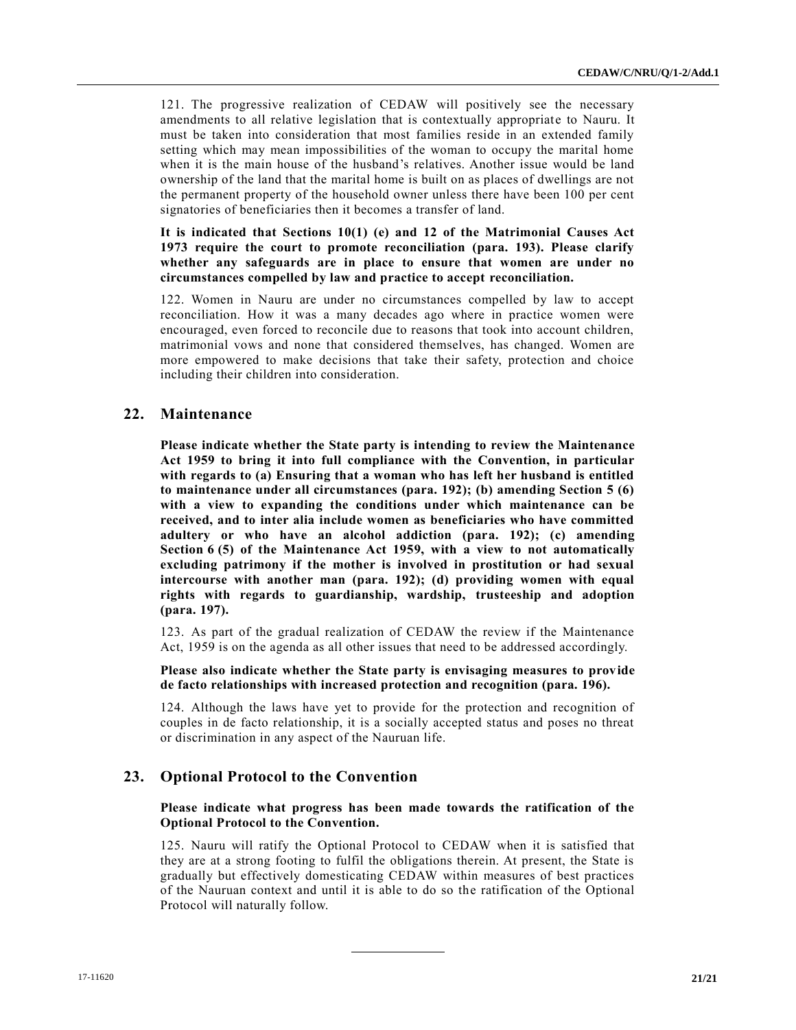121. The progressive realization of CEDAW will positively see the necessary amendments to all relative legislation that is contextually appropriate to Nauru. It must be taken into consideration that most families reside in an extended family setting which may mean impossibilities of the woman to occupy the marital home when it is the main house of the husband's relatives. Another issue would be land ownership of the land that the marital home is built on as places of dwellings are not the permanent property of the household owner unless there have been 100 per cent signatories of beneficiaries then it becomes a transfer of land.

**It is indicated that Sections 10(1) (e) and 12 of the Matrimonial Causes Act 1973 require the court to promote reconciliation (para. 193). Please clarify whether any safeguards are in place to ensure that women are under no circumstances compelled by law and practice to accept reconciliation.**

122. Women in Nauru are under no circumstances compelled by law to accept reconciliation. How it was a many decades ago where in practice women were encouraged, even forced to reconcile due to reasons that took into account children, matrimonial vows and none that considered themselves, has changed. Women are more empowered to make decisions that take their safety, protection and choice including their children into consideration.

## 22. Maintenance

**Please indicate whether the State party is intending to review the Maintenance Act 1959 to bring it into full compliance with the Convention, in particular with regards to (a) Ensuring that a woman who has left her husband is entitled to maintenance under all circumstances (para. 192); (b) amending Section 5 (6) with a view to expanding the conditions under which maintenance can be received, and to inter alia include women as beneficiaries who have committed adultery or who have an alcohol addiction (para. 192); (c) amending Section 6 (5) of the Maintenance Act 1959, with a view to not automatically excluding patrimony if the mother is involved in prostitution or had sexual intercourse with another man (para. 192); (d) providing women with equal rights with regards to guardianship, wardship, trusteeship and adoption (para. 197).**

123. As part of the gradual realization of CEDAW the review if the Maintenance Act, 1959 is on the agenda as all other issues that need to be addressed accordingly.

**Please also indicate whether the State party is envisaging measures to provide de facto relationships with increased protection and recognition (para. 196).**

124. Although the laws have yet to provide for the protection and recognition of couples in de facto relationship, it is a socially accepted status and poses no threat or discrimination in any aspect of the Nauruan life.

## 23. Optional Protocol to the Convention

**Please indicate what progress has been made towards the ratification of the Optional Protocol to the Convention.**

125. Nauru will ratify the Optional Protocol to CEDAW when it is satisfied that they are at a strong footing to fulfil the obligations therein. At present, the State is gradually but effectively domesticating CEDAW within measures of best practices of the Nauruan context and until it is able to do so the ratification of the Optional Protocol will naturally follow.